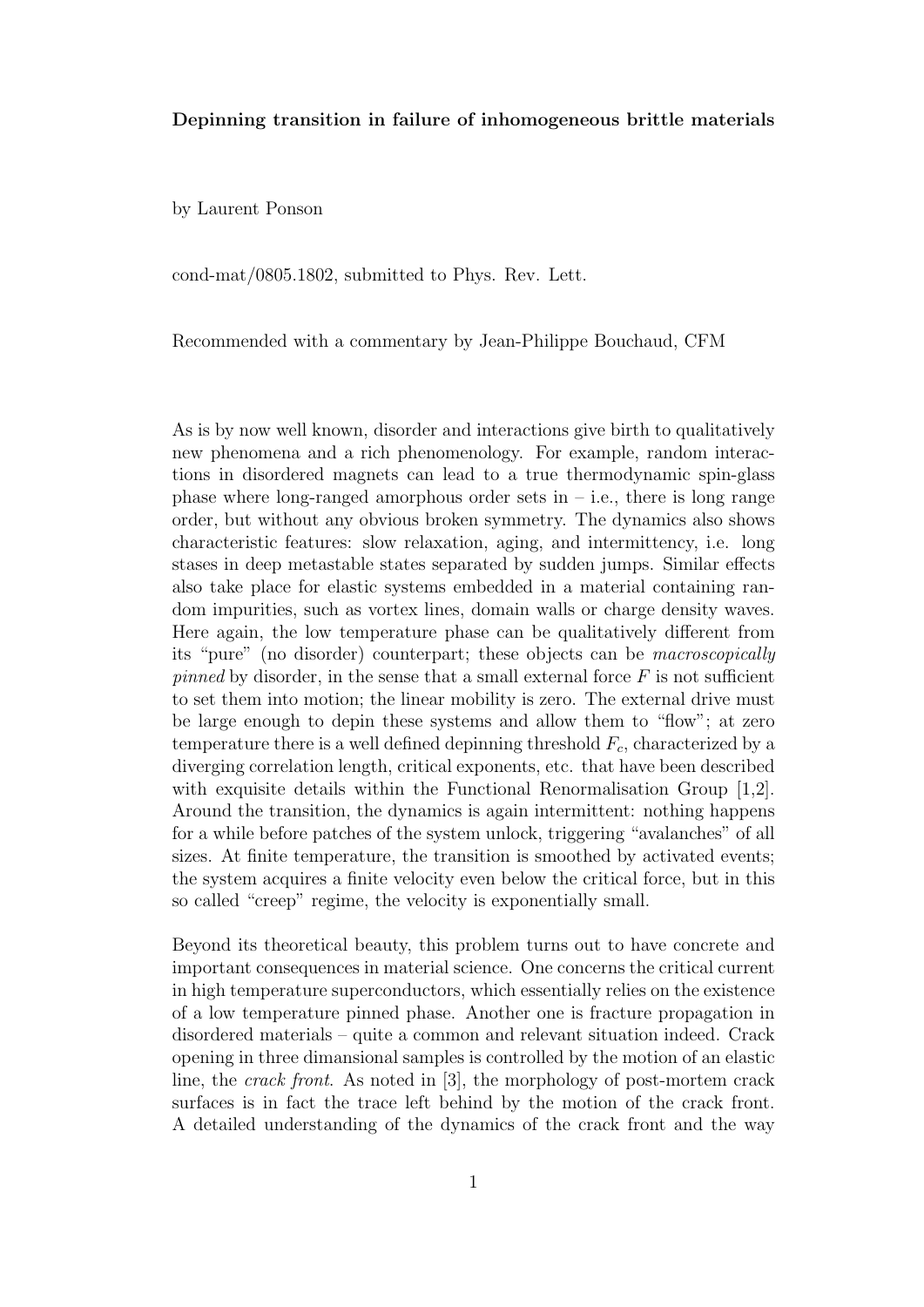**Depinning transition in failure of inhomogeneous brittle materials**

by Laurent Ponson

cond-mat/0805.1802, submitted to Phys. Rev. Lett.

Recommended with a commentary by Jean-Philippe Bouchaud, CFM

As is by now well known, disorder and interactions give birth to qualitatively new phenomena and a rich phenomenology. For example, random interactions in disordered magnets can lead to a true thermodynamic spin-glass phase where long-ranged amorphous order sets in – i.e., there is long range order, but without any obvious broken symmetry. The dynamics also shows characteristic features: slow relaxation, aging, and intermittency, i.e. long stases in deep metastable states separated by sudden jumps. Similar effects also take place for elastic systems embedded in a material containing random impurities, such as vortex lines, domain walls or charge density waves. Here again, the low temperature phase can be qualitatively different from its "pure" (no disorder) counterpart; these objects can be *macroscopically pinned* by disorder, in the sense that a small external force $F$ is not sufficient to set them into motion; the linear mobility is zero. The external drive must be large enough to depin these systems and allow them to "flow"; at zero temperature there is a well defined depinning threshold $F_c$, characterized by a diverging correlation length, critical exponents, etc. that have been described with exquisite details within the Functional Renormalisation Group [1,2]. Around the transition, the dynamics is again intermittent: nothing happens for a while before patches of the system unlock, triggering "avalanches" of all sizes. At finite temperature, the transition is smoothed by activated events; the system acquires a finite velocity even below the critical force, but in this so called "creep" regime, the velocity is exponentially small.

Beyond its theoretical beauty, this problem turns out to have concrete and important consequences in material science. One concerns the critical current in high temperature superconductors, which essentially relies on the existence of a low temperature pinned phase. Another one is fracture propagation in disordered materials – quite a common and relevant situation indeed. Crack opening in three dimansional samples is controlled by the motion of an elastic line, the *crack front*. As noted in [3], the morphology of post-mortem crack surfaces is in fact the trace left behind by the motion of the crack front. A detailed understanding of the dynamics of the crack front and the way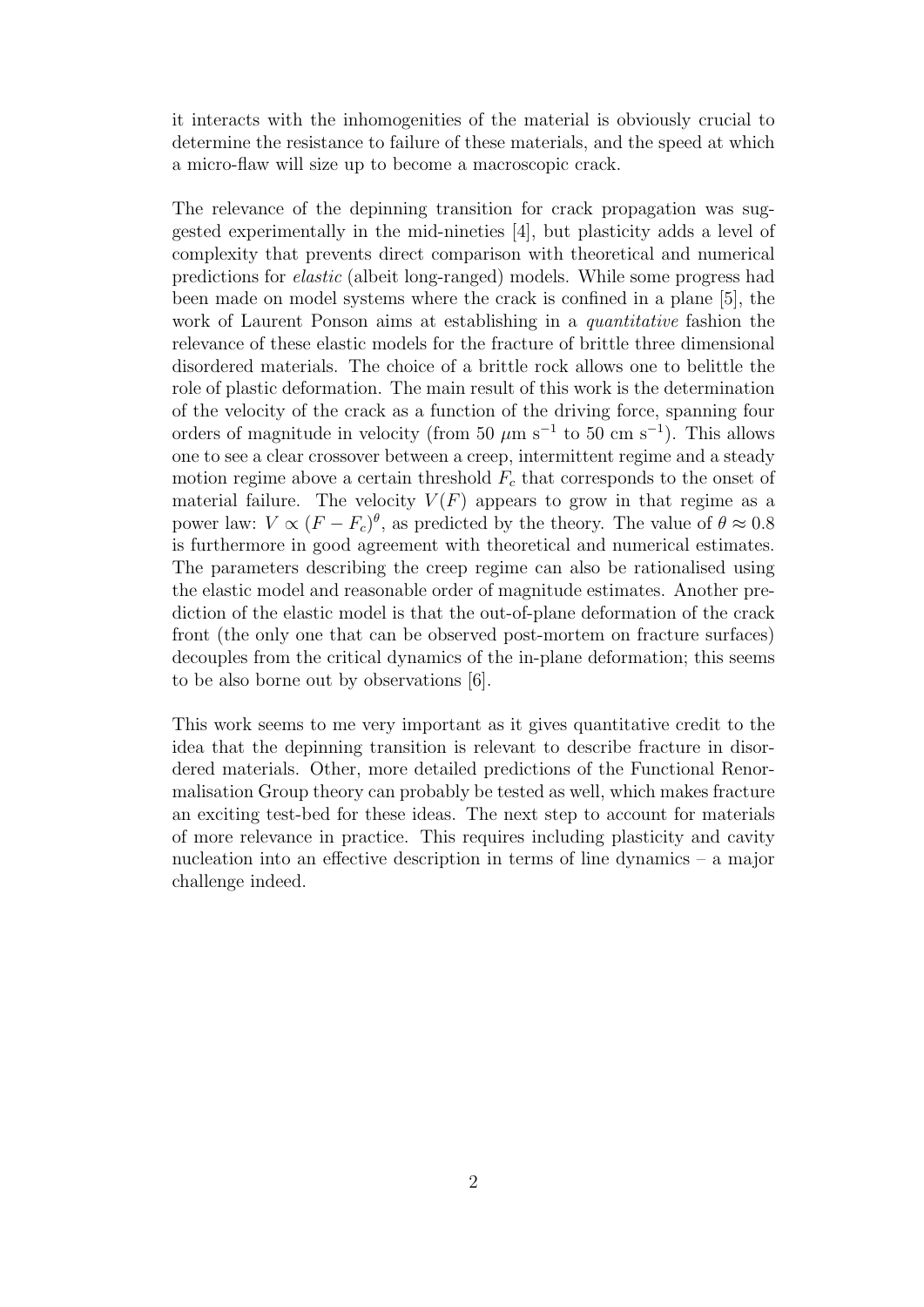it interacts with the inhomogenities of the material is obviously crucial to determine the resistance to failure of these materials, and the speed at which a micro-flaw will size up to become a macroscopic crack.

The relevance of the depinning transition for crack propagation was suggested experimentally in the mid-nineties [4], but plasticity adds a level of complexity that prevents direct comparison with theoretical and numerical predictions for *elastic* (albeit long-ranged) models. While some progress had been made on model systems where the crack is confined in a plane [5], the work of Laurent Ponson aims at establishing in a *quantitative* fashion the relevance of these elastic models for the fracture of brittle three dimensional disordered materials. The choice of a brittle rock allows one to belittle the role of plastic deformation. The main result of this work is the determination of the velocity of the crack as a function of the driving force, spanning four orders of magnitude in velocity (from 50 $\mu$m s$^{-1}$ to 50 cm s$^{-1}$). This allows one to see a clear crossover between a creep, intermittent regime and a steady motion regime above a certain threshold $F_c$ that corresponds to the onset of material failure. The velocity $V(F)$ appears to grow in that regime as a power law: $V \propto (F - F_c)^\theta$, as predicted by the theory. The value of $\theta \approx 0.8$ is furthermore in good agreement with theoretical and numerical estimates. The parameters describing the creep regime can also be rationalised using the elastic model and reasonable order of magnitude estimates. Another prediction of the elastic model is that the out-of-plane deformation of the crack front (the only one that can be observed post-mortem on fracture surfaces) decouples from the critical dynamics of the in-plane deformation; this seems to be also borne out by observations [6].

This work seems to me very important as it gives quantitative credit to the idea that the depinning transition is relevant to describe fracture in disordered materials. Other, more detailed predictions of the Functional Renormalisation Group theory can probably be tested as well, which makes fracture an exciting test-bed for these ideas. The next step to account for materials of more relevance in practice. This requires including plasticity and cavity nucleation into an effective description in terms of line dynamics – a major challenge indeed.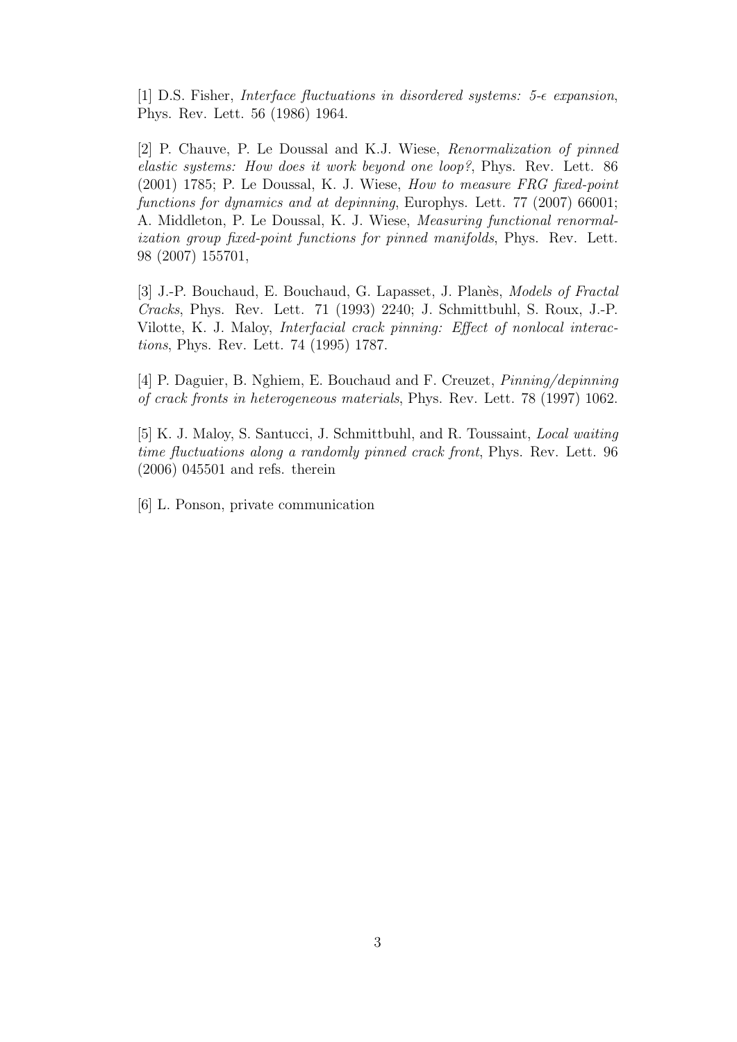[1] D.S. Fisher, *Interface fluctuations in disordered systems: 5-$\epsilon$ expansion*, Phys. Rev. Lett. 56 (1986) 1964.

[2] P. Chauve, P. Le Doussal and K.J. Wiese, *Renormalization of pinned elastic systems: How does it work beyond one loop?*, Phys. Rev. Lett. 86 (2001) 1785; P. Le Doussal, K. J. Wiese, *How to measure FRG fixed-point functions for dynamics and at depinning*, Europhys. Lett. 77 (2007) 66001; A. Middleton, P. Le Doussal, K. J. Wiese, *Measuring functional renormalization group fixed-point functions for pinned manifolds*, Phys. Rev. Lett. 98 (2007) 155701,

[3] J.-P. Bouchaud, E. Bouchaud, G. Lapasset, J. Planès, *Models of Fractal Cracks*, Phys. Rev. Lett. 71 (1993) 2240; J. Schmittbuhl, S. Roux, J.-P. Vilotte, K. J. Maloy, *Interfacial crack pinning: Effect of nonlocal interactions*, Phys. Rev. Lett. 74 (1995) 1787.

[4] P. Daguier, B. Nghiem, E. Bouchaud and F. Creuzet, *Pinning/depinning of crack fronts in heterogeneous materials*, Phys. Rev. Lett. 78 (1997) 1062.

[5] K. J. Maloy, S. Santucci, J. Schmittbuhl, and R. Toussaint, *Local waiting time fluctuations along a randomly pinned crack front*, Phys. Rev. Lett. 96 (2006) 045501 and refs. therein

[6] L. Ponson, private communication